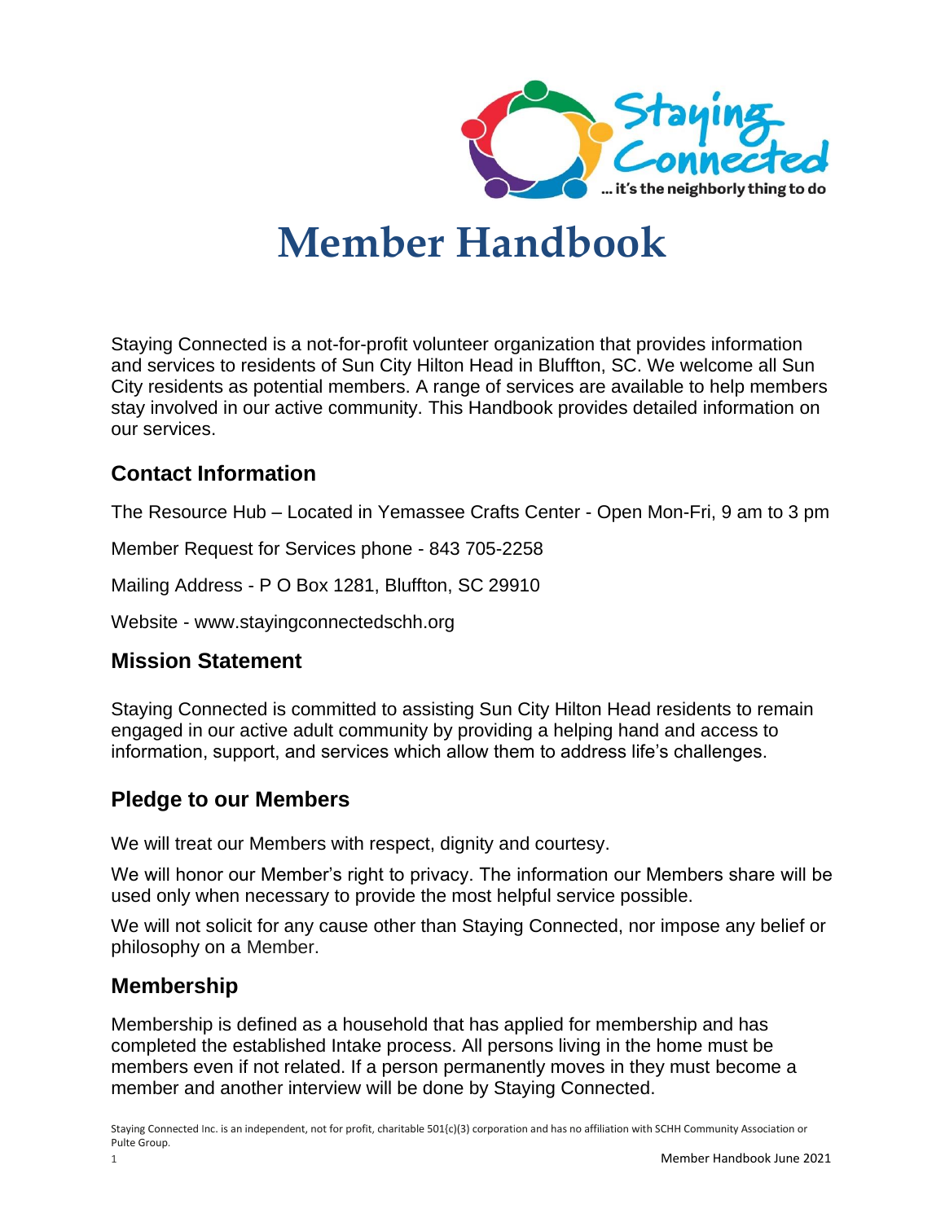# Member Handbook

Staying Connected is a not-for-profit volunteer organization that provides information and services to residents of Sun City Hilton Head in Bluffton, SC. We welcome all Sun City residents as potential members. A range of services are available to help members stay involved in our active community. This Handbook provides detailed information on our services.

## Contact Information

The Resource Hub – Located in Yemassee Crafts Center - Open Mon-Fri, 9 am to 3 pm

Member Request for Services phone - 843 705-2258

Mailing Address - P O Box 1281, Bluffton, SC 29910

Website - www.stayingconnectedschh.org

## Mission Statement

Staying Connected is committed to assisting Sun City Hilton Head residents to remain engaged in our active adult community by providing a helping hand and access to information, support, and services which allow them to address life's challenges.

## Pledge to our Members

We will treat our Members with respect, dignity and courtesy.

We will honor our Member's right to privacy. The information our Members share will be used only when necessary to provide the most helpful service possible.

We will not solicit for any cause other than Staying Connected, nor impose any belief or philosophy on a Member.

## Membership

Membership is defined as a household that has applied for membership and has completed the established Intake process. All persons living in the home must be members even if not related. If a person permanently moves in they must become a member and another interview will be done by Staying Connected.

Staying Connected Inc. is an independent, not for profit, charitable 501(c)(3) corporation and has no affiliation with SCHH Community Association or Pulte Group.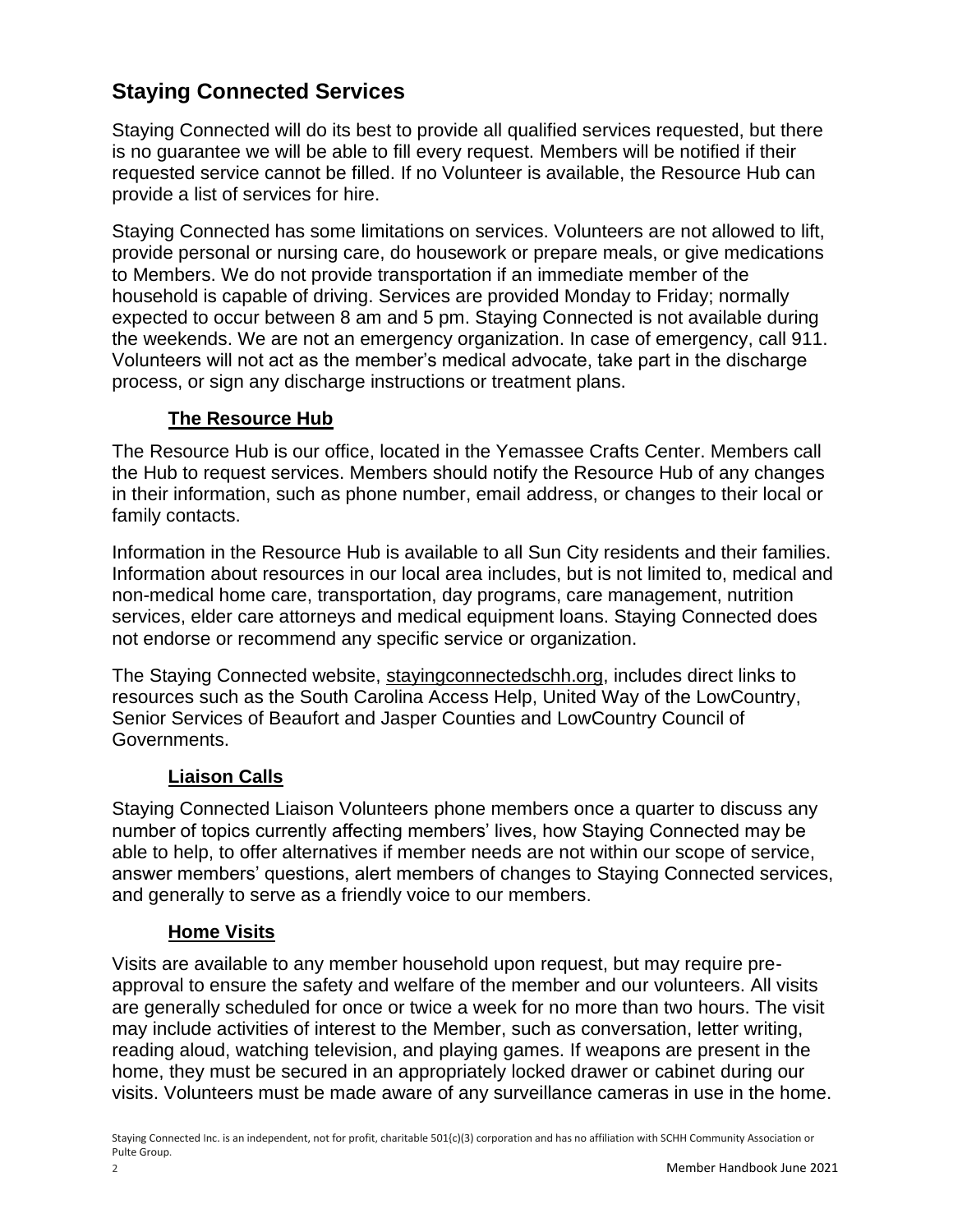## Staying Connected Services

Staying Connected will do its best to provide all qualified services requested, but there is no guarantee we will be able to fill every request. Members will be notified if their requested service cannot be filled. If no Volunteer is available, the Resource Hub can provide a list of services for hire.

Staying Connected has some limitations on services. Volunteers are not allowed to lift, provide personal or nursing care, do housework or prepare meals, or give medications to Members. We do not provide transportation if an immediate member of the household is capable of driving. Services are provided Monday to Friday; normally expected to occur between 8 am and 5 pm. Staying Connected is not available during the weekends. We are not an emergency organization. In case of emergency, call 911. Volunteers will not act as the member's medical advocate, take part in the discharge process, or sign any discharge instructions or treatment plans.

### The Resource Hub

The Resource Hub is our office, located in the Yemassee Crafts Center. Members call the Hub to request services. Members should notify the Resource Hub of any changes in their information, such as phone number, email address, or changes to their local or family contacts.

Information in the Resource Hub is available to all Sun City residents and their families. Information about resources in our local area includes, but is not limited to, medical and non-medical home care, transportation, day programs, care management, nutrition services, elder care attorneys and medical equipment loans. Staying Connected does not endorse or recommend any specific service or organization.

The Staying Connected website, stayingconnectedschh.org, includes direct links to resources such as the South Carolina Access Help, United Way of the LowCountry, Senior Services of Beaufort and Jasper Counties and LowCountry Council of Governments.

### Liaison Calls

Staying Connected Liaison Volunteers phone members once a quarter to discuss any number of topics currently affecting members' lives, how Staying Connected may be able to help, to offer alternatives if member needs are not within our scope of service, answer members' questions, alert members of changes to Staying Connected services, and generally to serve as a friendly voice to our members.

### Home Visits

Visits are available to any member household upon request, but may require pre-approval to ensure the safety and welfare of the member and our volunteers. All visits are generally scheduled for once or twice a week for no more than two hours. The visit may include activities of interest to the Member, such as conversation, letter writing, reading aloud, watching television, and playing games. If weapons are present in the home, they must be secured in an appropriately locked drawer or cabinet during our visits. Volunteers must be made aware of any surveillance cameras in use in the home.

Staying Connected Inc. is an independent, not for profit, charitable 501(c)(3) corporation and has no affiliation with SCHH Community Association or Pulte Group.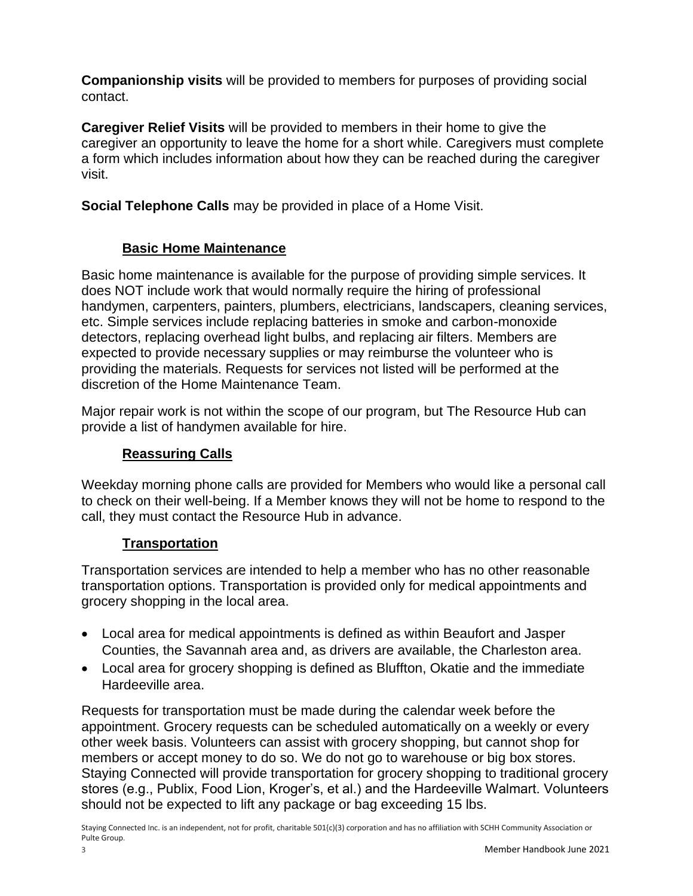**Companionship visits** will be provided to members for purposes of providing social contact.

**Caregiver Relief Visits** will be provided to members in their home to give the caregiver an opportunity to leave the home for a short while. Caregivers must complete a form which includes information about how they can be reached during the caregiver visit.

**Social Telephone Calls** may be provided in place of a Home Visit.

## Basic Home Maintenance

Basic home maintenance is available for the purpose of providing simple services. It does NOT include work that would normally require the hiring of professional handymen, carpenters, painters, plumbers, electricians, landscapers, cleaning services, etc. Simple services include replacing batteries in smoke and carbon-monoxide detectors, replacing overhead light bulbs, and replacing air filters. Members are expected to provide necessary supplies or may reimburse the volunteer who is providing the materials. Requests for services not listed will be performed at the discretion of the Home Maintenance Team.

Major repair work is not within the scope of our program, but The Resource Hub can provide a list of handymen available for hire.

## Reassuring Calls

Weekday morning phone calls are provided for Members who would like a personal call to check on their well-being. If a Member knows they will not be home to respond to the call, they must contact the Resource Hub in advance.

## Transportation

Transportation services are intended to help a member who has no other reasonable transportation options. Transportation is provided only for medical appointments and grocery shopping in the local area.

- Local area for medical appointments is defined as within Beaufort and Jasper Counties, the Savannah area and, as drivers are available, the Charleston area.
- Local area for grocery shopping is defined as Bluffton, Okatie and the immediate Hardeeville area.

Requests for transportation must be made during the calendar week before the appointment. Grocery requests can be scheduled automatically on a weekly or every other week basis. Volunteers can assist with grocery shopping, but cannot shop for members or accept money to do so. We do not go to warehouse or big box stores. Staying Connected will provide transportation for grocery shopping to traditional grocery stores (e.g., Publix, Food Lion, Kroger's, et al.) and the Hardeeville Walmart. Volunteers should not be expected to lift any package or bag exceeding 15 lbs.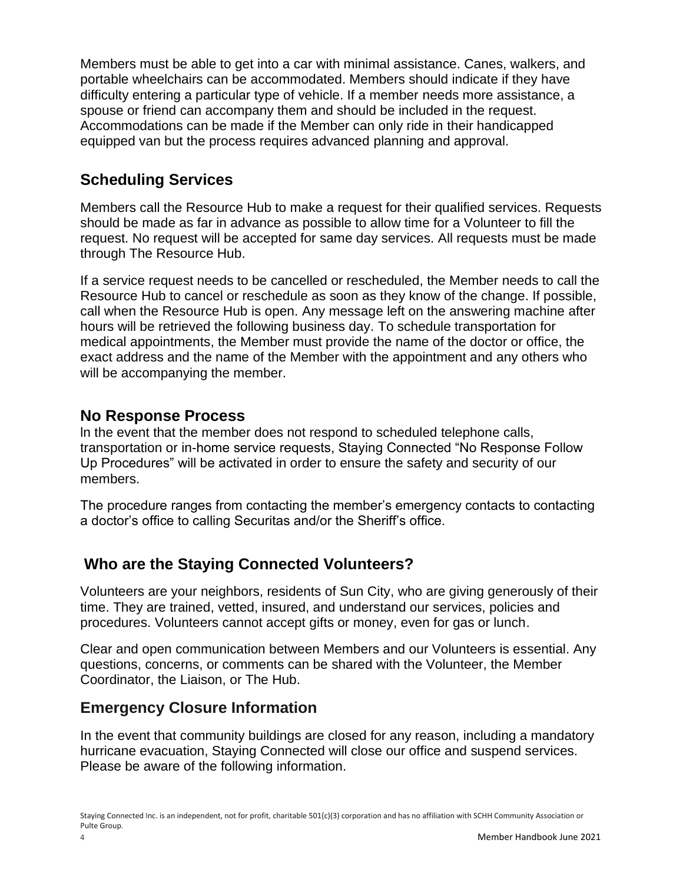Members must be able to get into a car with minimal assistance. Canes, walkers, and portable wheelchairs can be accommodated. Members should indicate if they have difficulty entering a particular type of vehicle. If a member needs more assistance, a spouse or friend can accompany them and should be included in the request. Accommodations can be made if the Member can only ride in their handicapped equipped van but the process requires advanced planning and approval.

## Scheduling Services

Members call the Resource Hub to make a request for their qualified services. Requests should be made as far in advance as possible to allow time for a Volunteer to fill the request. No request will be accepted for same day services. All requests must be made through The Resource Hub.

If a service request needs to be cancelled or rescheduled, the Member needs to call the Resource Hub to cancel or reschedule as soon as they know of the change. If possible, call when the Resource Hub is open. Any message left on the answering machine after hours will be retrieved the following business day. To schedule transportation for medical appointments, the Member must provide the name of the doctor or office, the exact address and the name of the Member with the appointment and any others who will be accompanying the member.

## No Response Process

In the event that the member does not respond to scheduled telephone calls, transportation or in-home service requests, Staying Connected "No Response Follow Up Procedures" will be activated in order to ensure the safety and security of our members.

The procedure ranges from contacting the member's emergency contacts to contacting a doctor's office to calling Securitas and/or the Sheriff's office.

## Who are the Staying Connected Volunteers?

Volunteers are your neighbors, residents of Sun City, who are giving generously of their time. They are trained, vetted, insured, and understand our services, policies and procedures. Volunteers cannot accept gifts or money, even for gas or lunch.

Clear and open communication between Members and our Volunteers is essential. Any questions, concerns, or comments can be shared with the Volunteer, the Member Coordinator, the Liaison, or The Hub.

## Emergency Closure Information

In the event that community buildings are closed for any reason, including a mandatory hurricane evacuation, Staying Connected will close our office and suspend services. Please be aware of the following information.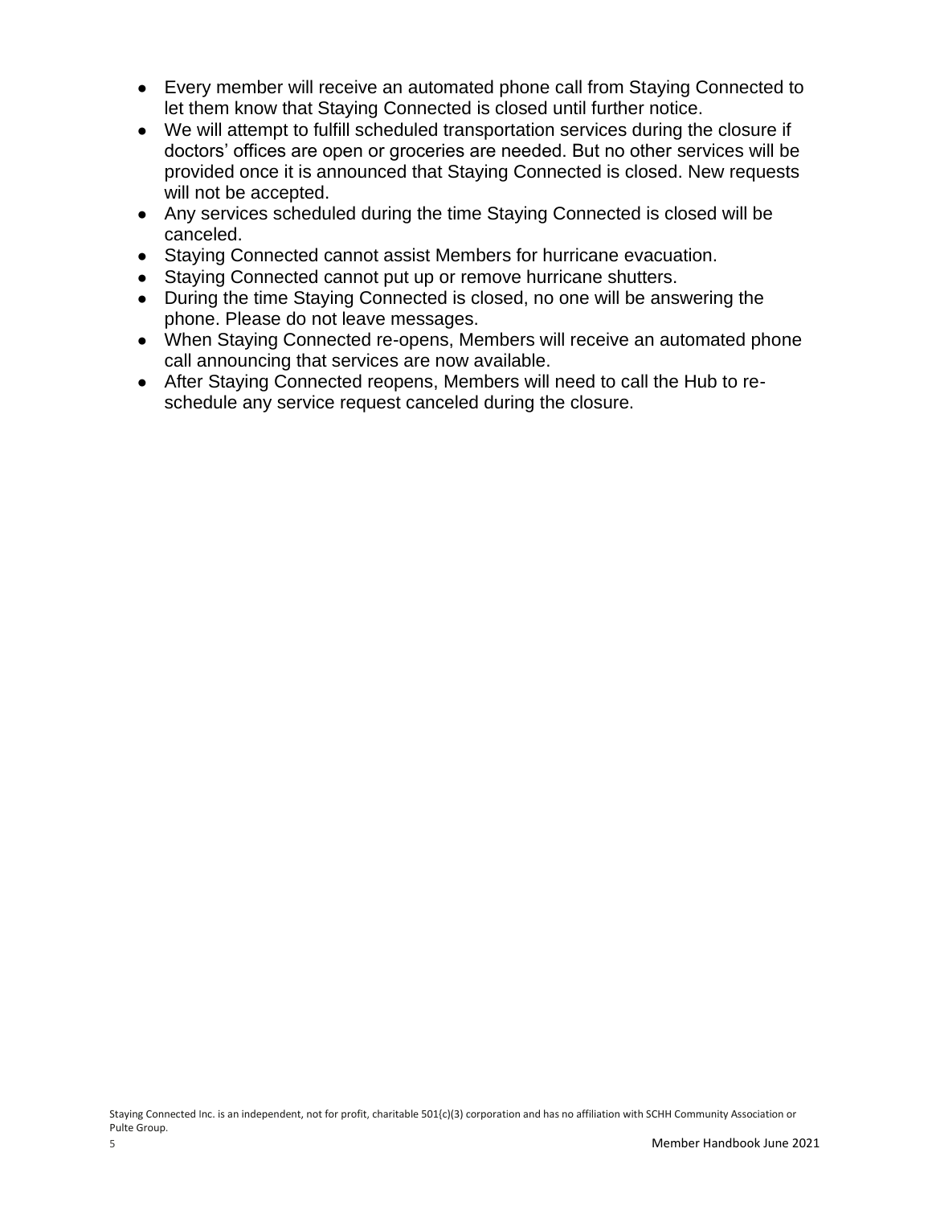- Every member will receive an automated phone call from Staying Connected to let them know that Staying Connected is closed until further notice.
- We will attempt to fulfill scheduled transportation services during the closure if doctors' offices are open or groceries are needed. But no other services will be provided once it is announced that Staying Connected is closed. New requests will not be accepted.
- Any services scheduled during the time Staying Connected is closed will be canceled.
- Staying Connected cannot assist Members for hurricane evacuation.
- Staying Connected cannot put up or remove hurricane shutters.
- During the time Staying Connected is closed, no one will be answering the phone. Please do not leave messages.
- When Staying Connected re-opens, Members will receive an automated phone call announcing that services are now available.
- After Staying Connected reopens, Members will need to call the Hub to re-schedule any service request canceled during the closure.

Staying Connected Inc. is an independent, not for profit, charitable 501(c)(3) corporation and has no affiliation with SCHH Community Association or Pulte Group.